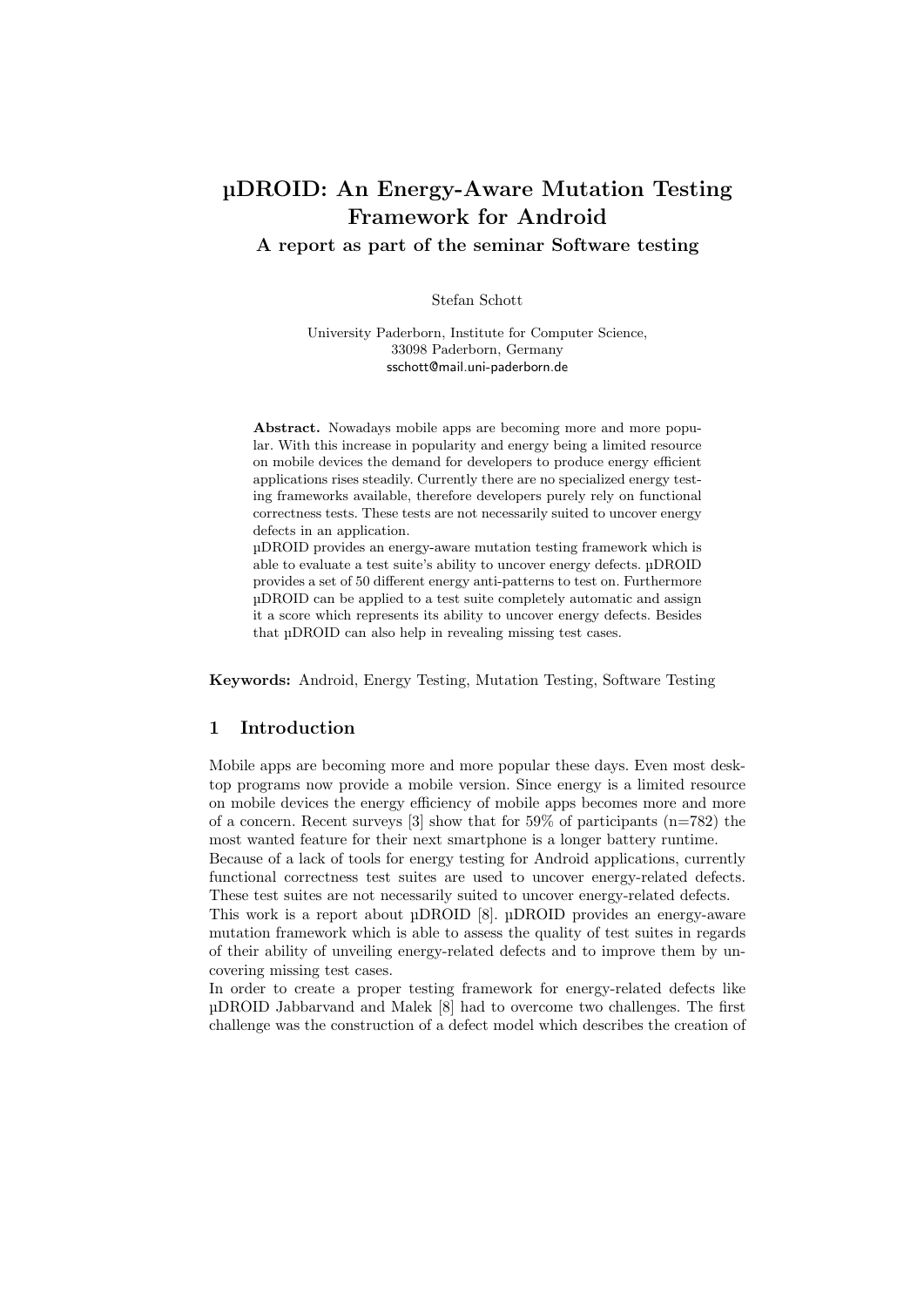# µDROID: An Energy-Aware Mutation Testing Framework for Android

## A report as part of the seminar Software testing

Stefan Schott

University Paderborn, Institute for Computer Science,
33098 Paderborn, Germany
sschott@mail.uni-paderborn.de

**Abstract.** Nowadays mobile apps are becoming more and more popular. With this increase in popularity and energy being a limited resource on mobile devices the demand for developers to produce energy efficient applications rises steadily. Currently there are no specialized energy testing frameworks available, therefore developers purely rely on functional correctness tests. These tests are not necessarily suited to uncover energy defects in an application.
µDROID provides an energy-aware mutation testing framework which is able to evaluate a test suite's ability to uncover energy defects. µDROID provides a set of 50 different energy anti-patterns to test on. Furthermore µDROID can be applied to a test suite completely automatic and assign it a score which represents its ability to uncover energy defects. Besides that µDROID can also help in revealing missing test cases.

**Keywords:** Android, Energy Testing, Mutation Testing, Software Testing

## 1 Introduction

Mobile apps are becoming more and more popular these days. Even most desktop programs now provide a mobile version. Since energy is a limited resource on mobile devices the energy efficiency of mobile apps becomes more and more of a concern. Recent surveys [3] show that for 59% of participants (n=782) the most wanted feature for their next smartphone is a longer battery runtime.
Because of a lack of tools for energy testing for Android applications, currently functional correctness test suites are used to uncover energy-related defects. These test suites are not necessarily suited to uncover energy-related defects.
This work is a report about µDROID [8]. µDROID provides an energy-aware mutation framework which is able to assess the quality of test suites in regards of their ability of unveiling energy-related defects and to improve them by uncovering missing test cases.
In order to create a proper testing framework for energy-related defects like µDROID Jabbarvand and Malek [8] had to overcome two challenges. The first challenge was the construction of a defect model which describes the creation of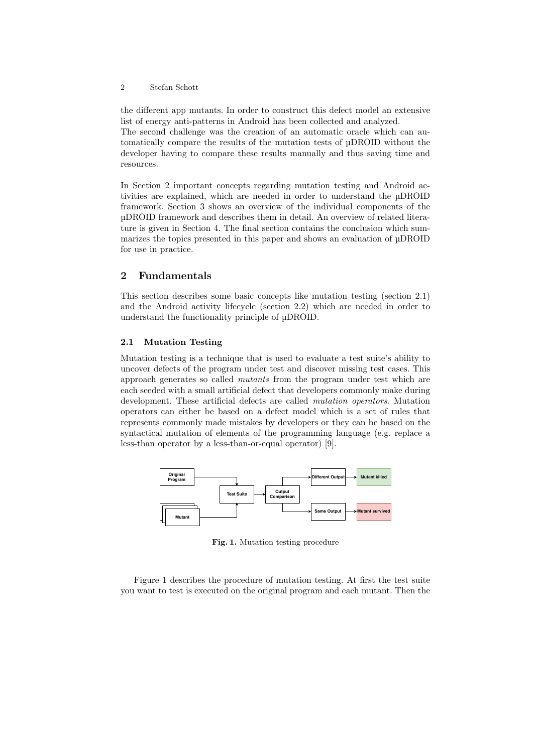the different app mutants. In order to construct this defect model an extensive list of energy anti-patterns in Android has been collected and analyzed.
The second challenge was the creation of an automatic oracle which can automatically compare the results of the mutation tests of µDROID without the developer having to compare these results manually and thus saving time and resources.

In Section 2 important concepts regarding mutation testing and Android activities are explained, which are needed in order to understand the µDROID framework. Section 3 shows an overview of the individual components of the µDROID framework and describes them in detail. An overview of related literature is given in Section 4. The final section contains the conclusion which summarizes the topics presented in this paper and shows an evaluation of µDROID for use in practice.

## 2 Fundamentals

This section describes some basic concepts like mutation testing (section 2.1) and the Android activity lifecycle (section 2.2) which are needed in order to understand the functionality principle of µDROID.

### 2.1 Mutation Testing

Mutation testing is a technique that is used to evaluate a test suite's ability to uncover defects of the program under test and discover missing test cases. This approach generates so called *mutants* from the program under test which are each seeded with a small artificial defect that developers commonly make during development. These artificial defects are called *mutation operators*. Mutation operators can either be based on a defect model which is a set of rules that represents commonly made mistakes by developers or they can be based on the syntactical mutation of elements of the programming language (e.g. replace a less-than operator by a less-than-or-equal operator) [9].

**Fig. 1.** Mutation testing procedure

Figure 1 describes the procedure of mutation testing. At first the test suite you want to test is executed on the original program and each mutant. Then the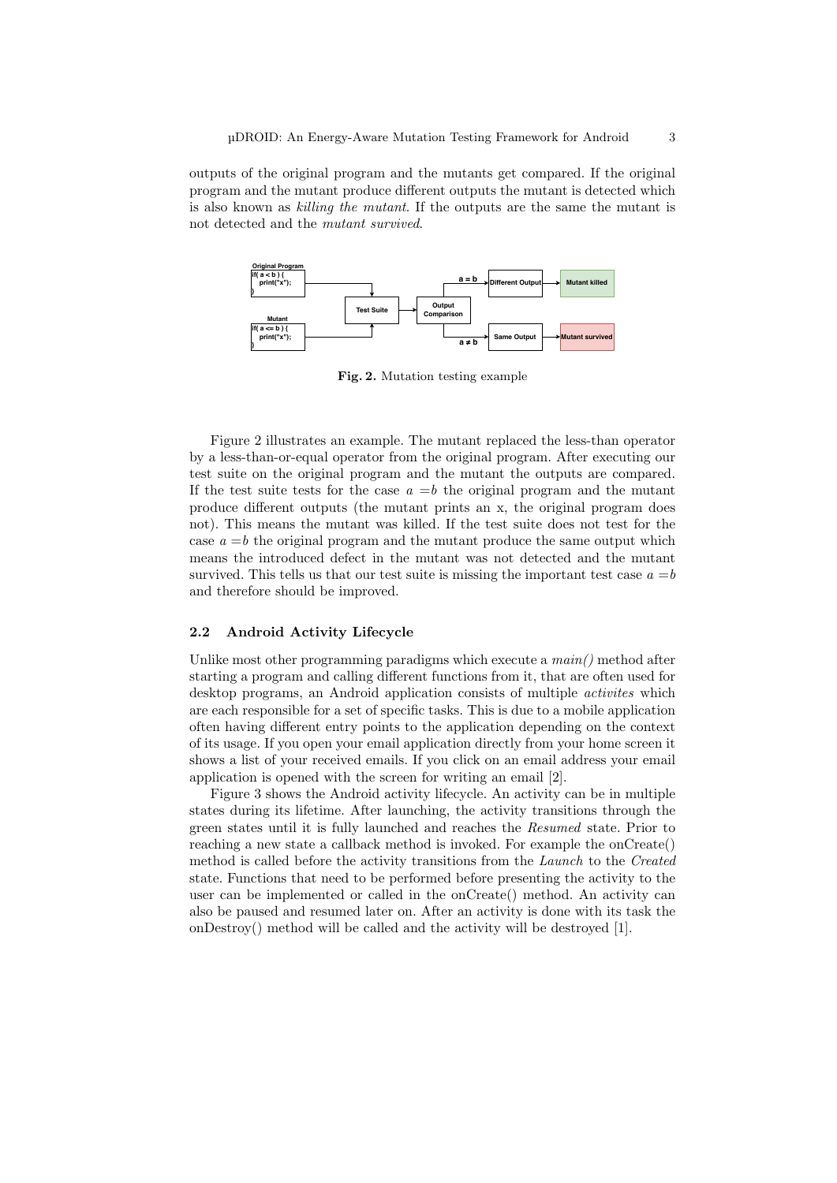outputs of the original program and the mutants get compared. If the original program and the mutant produce different outputs the mutant is detected which is also known as *killing the mutant*. If the outputs are the same the mutant is not detected and the *mutant survived*.

**Fig. 2.** Mutation testing example

Figure 2 illustrates an example. The mutant replaced the less-than operator by a less-than-or-equal operator from the original program. After executing our test suite on the original program and the mutant the outputs are compared. If the test suite tests for the case $a = b$ the original program and the mutant produce different outputs (the mutant prints an x, the original program does not). This means the mutant was killed. If the test suite does not test for the case $a = b$ the original program and the mutant produce the same output which means the introduced defect in the mutant was not detected and the mutant survived. This tells us that our test suite is missing the important test case $a = b$ and therefore should be improved.

### 2.2 Android Activity Lifecycle

Unlike most other programming paradigms which execute a *main()* method after starting a program and calling different functions from it, that are often used for desktop programs, an Android application consists of multiple *activites* which are each responsible for a set of specific tasks. This is due to a mobile application often having different entry points to the application depending on the context of its usage. If you open your email application directly from your home screen it shows a list of your received emails. If you click on an email address your email application is opened with the screen for writing an email [2].

Figure 3 shows the Android activity lifecycle. An activity can be in multiple states during its lifetime. After launching, the activity transitions through the green states until it is fully launched and reaches the *Resumed* state. Prior to reaching a new state a callback method is invoked. For example the onCreate() method is called before the activity transitions from the *Launch* to the *Created* state. Functions that need to be performed before presenting the activity to the user can be implemented or called in the onCreate() method. An activity can also be paused and resumed later on. After an activity is done with its task the onDestroy() method will be called and the activity will be destroyed [1].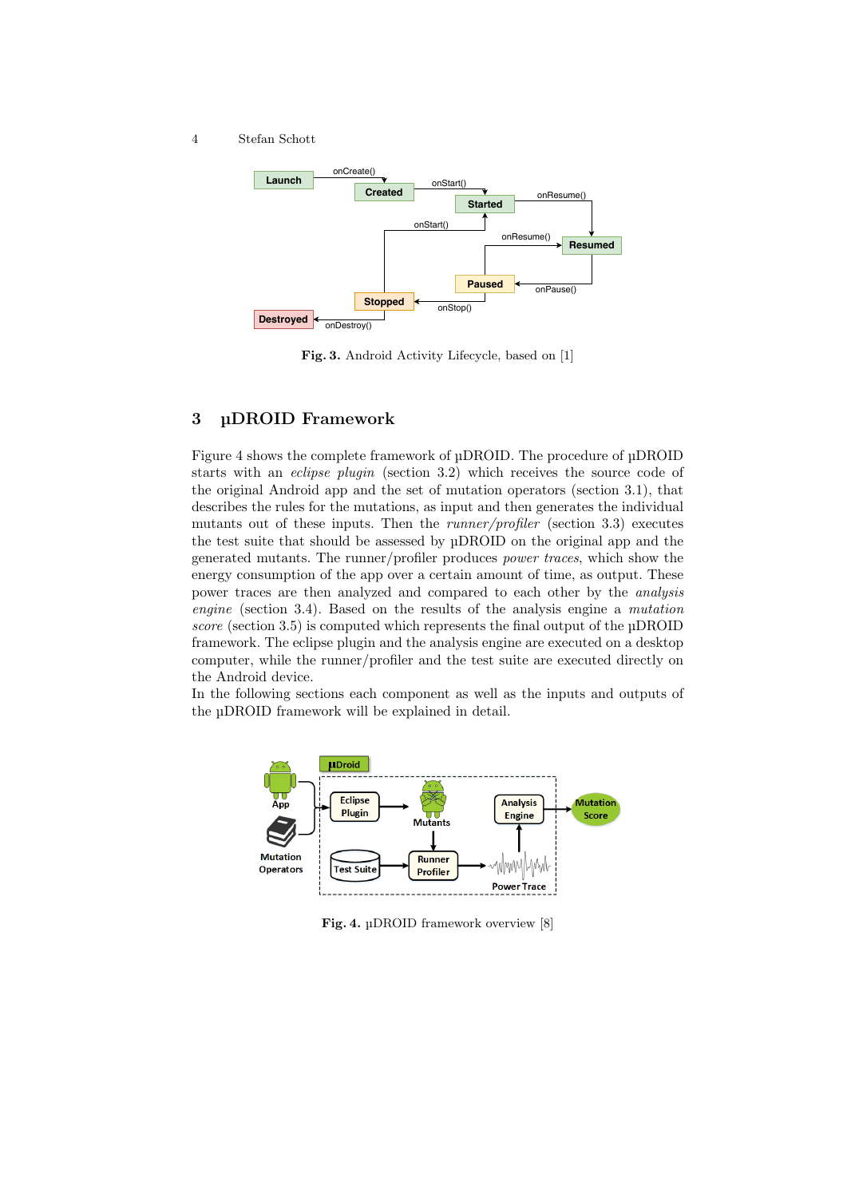Fig. 3. Android Activity Lifecycle, based on [1]

## 3 µDROID Framework

Figure 4 shows the complete framework of µDROID. The procedure of µDROID starts with an *eclipse plugin* (section 3.2) which receives the source code of the original Android app and the set of mutation operators (section 3.1), that describes the rules for the mutations, as input and then generates the individual mutants out of these inputs. Then the *runner/profiler* (section 3.3) executes the test suite that should be assessed by µDROID on the original app and the generated mutants. The runner/profiler produces *power traces*, which show the energy consumption of the app over a certain amount of time, as output. These power traces are then analyzed and compared to each other by the *analysis engine* (section 3.4). Based on the results of the analysis engine a *mutation score* (section 3.5) is computed which represents the final output of the µDROID framework. The eclipse plugin and the analysis engine are executed on a desktop computer, while the runner/profiler and the test suite are executed directly on the Android device.
In the following sections each component as well as the inputs and outputs of the µDROID framework will be explained in detail.

Fig. 4. µDROID framework overview [8]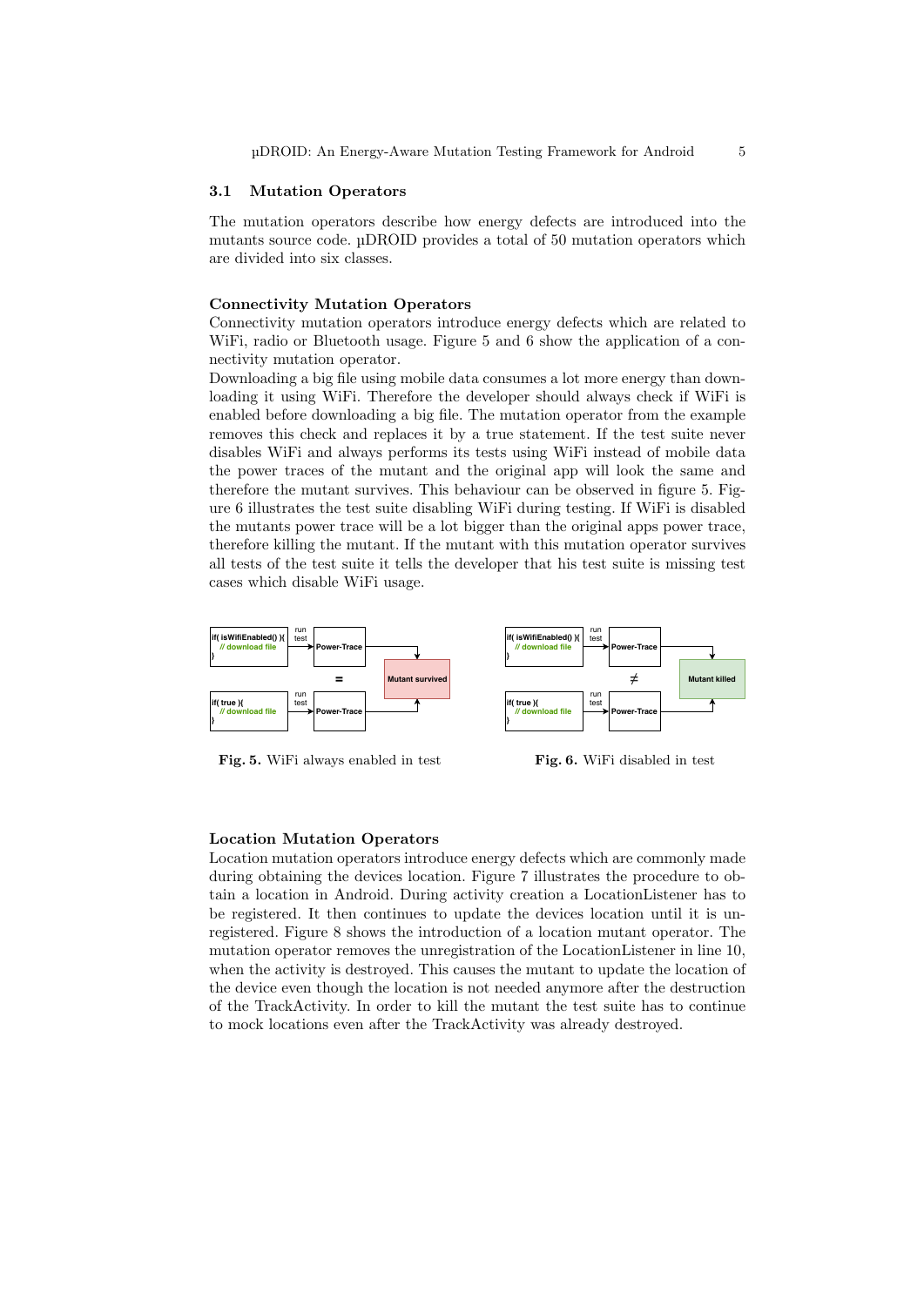### 3.1 Mutation Operators

The mutation operators describe how energy defects are introduced into the mutants source code. µDROID provides a total of 50 mutation operators which are divided into six classes.

#### Connectivity Mutation Operators

Connectivity mutation operators introduce energy defects which are related to WiFi, radio or Bluetooth usage. Figure 5 and 6 show the application of a connectivity mutation operator.

Downloading a big file using mobile data consumes a lot more energy than downloading it using WiFi. Therefore the developer should always check if WiFi is enabled before downloading a big file. The mutation operator from the example removes this check and replaces it by a true statement. If the test suite never disables WiFi and always performs its tests using WiFi instead of mobile data the power traces of the mutant and the original app will look the same and therefore the mutant survives. This behaviour can be observed in figure 5. Figure 6 illustrates the test suite disabling WiFi during testing. If WiFi is disabled the mutants power trace will be a lot bigger than the original apps power trace, therefore killing the mutant. If the mutant with this mutation operator survives all tests of the test suite it tells the developer that his test suite is missing test cases which disable WiFi usage.

**Fig. 5.** WiFi always enabled in test

**Fig. 6.** WiFi disabled in test

#### Location Mutation Operators

Location mutation operators introduce energy defects which are commonly made during obtaining the devices location. Figure 7 illustrates the procedure to obtain a location in Android. During activity creation a LocationListener has to be registered. It then continues to update the devices location until it is unregistered. Figure 8 shows the introduction of a location mutant operator. The mutation operator removes the unregistration of the LocationListener in line 10, when the activity is destroyed. This causes the mutant to update the location of the device even though the location is not needed anymore after the destruction of the TrackActivity. In order to kill the mutant the test suite has to continue to mock locations even after the TrackActivity was already destroyed.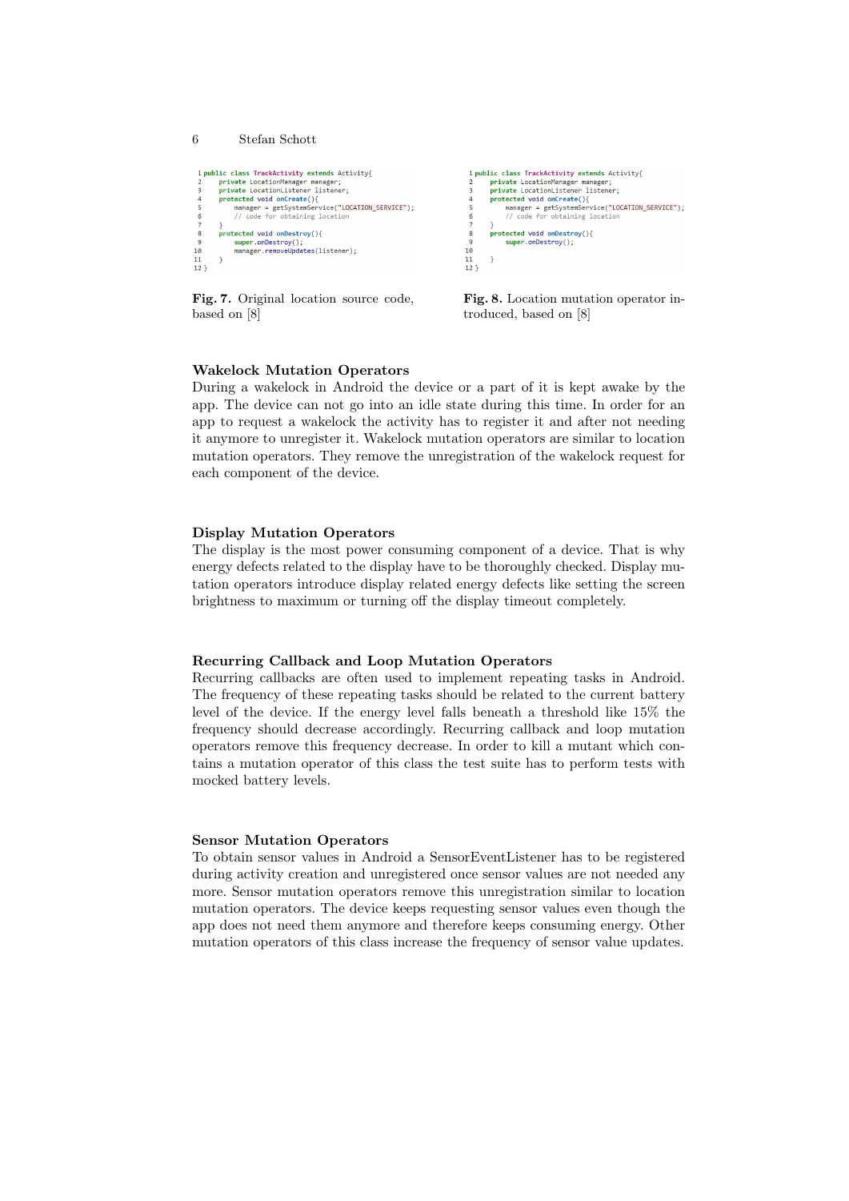```java
public class TrackActivity extends Activity{
    private LocationManager manager;
    private LocationListener listener;
    protected void onCreate(){
        manager = getSystemService("LOCATION_SERVICE");
        // code for obtaining location
    }
    protected void onDestroy(){
        super.onDestroy();
        manager.removeUpdates(listener);
    }
}
```

**Fig. 7.** Original location source code, based on [8]

```java
public class TrackActivity extends Activity{
    private LocationManager manager;
    private LocationListener listener;
    protected void onCreate(){
        manager = getSystemService("LOCATION_SERVICE");
        // code for obtaining location
    }
    protected void onDestroy(){
        super.onDestroy();

    }
}
```

**Fig. 8.** Location mutation operator introduced, based on [8]

### Wakelock Mutation Operators

During a wakelock in Android the device or a part of it is kept awake by the app. The device can not go into an idle state during this time. In order for an app to request a wakelock the activity has to register it and after not needing it anymore to unregister it. Wakelock mutation operators are similar to location mutation operators. They remove the unregistration of the wakelock request for each component of the device.

### Display Mutation Operators

The display is the most power consuming component of a device. That is why energy defects related to the display have to be thoroughly checked. Display mutation operators introduce display related energy defects like setting the screen brightness to maximum or turning off the display timeout completely.

### Recurring Callback and Loop Mutation Operators

Recurring callbacks are often used to implement repeating tasks in Android. The frequency of these repeating tasks should be related to the current battery level of the device. If the energy level falls beneath a threshold like 15% the frequency should decrease accordingly. Recurring callback and loop mutation operators remove this frequency decrease. In order to kill a mutant which contains a mutation operator of this class the test suite has to perform tests with mocked battery levels.

### Sensor Mutation Operators

To obtain sensor values in Android a SensorEventListener has to be registered during activity creation and unregistered once sensor values are not needed any more. Sensor mutation operators remove this unregistration similar to location mutation operators. The device keeps requesting sensor values even though the app does not need them anymore and therefore keeps consuming energy. Other mutation operators of this class increase the frequency of sensor value updates.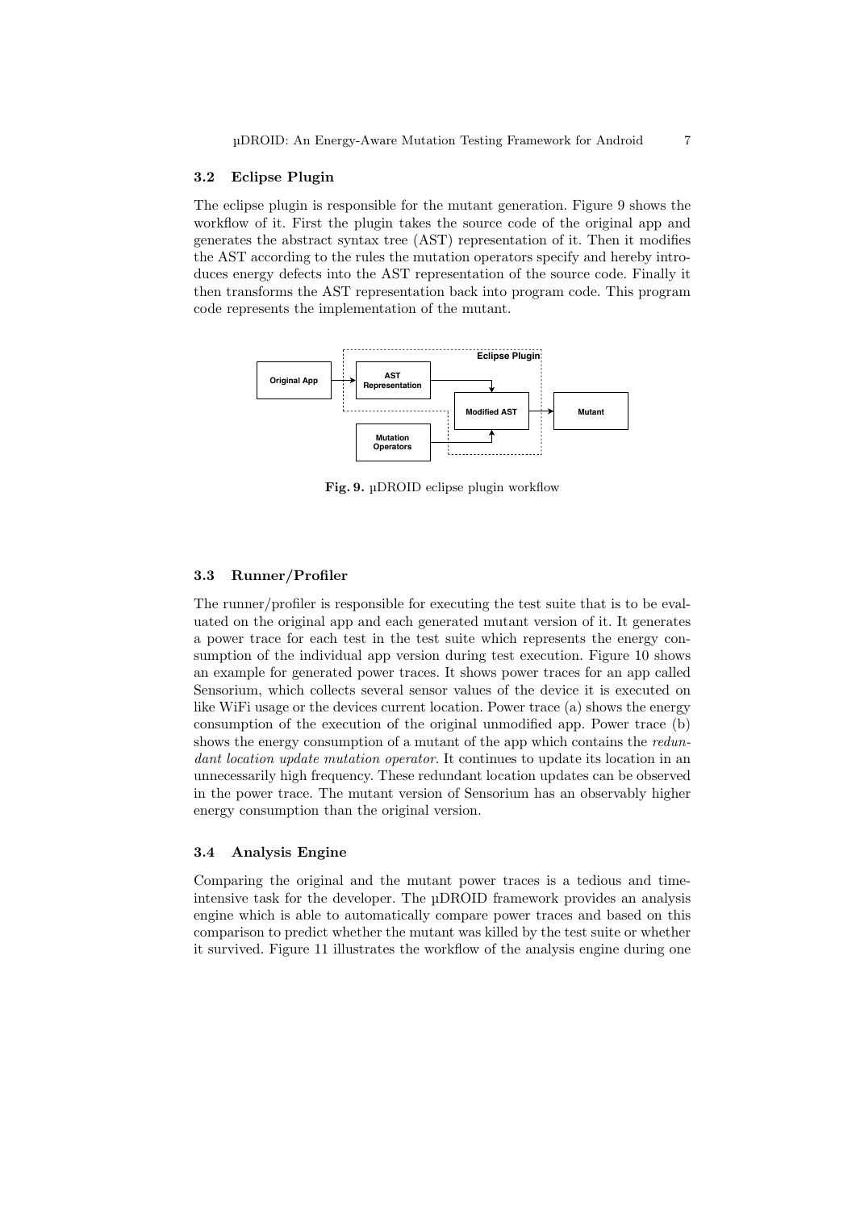### 3.2 Eclipse Plugin

The eclipse plugin is responsible for the mutant generation. Figure 9 shows the workflow of it. First the plugin takes the source code of the original app and generates the abstract syntax tree (AST) representation of it. Then it modifies the AST according to the rules the mutation operators specify and hereby introduces energy defects into the AST representation of the source code. Finally it then transforms the AST representation back into program code. This program code represents the implementation of the mutant.

**Fig. 9.** µDROID eclipse plugin workflow

### 3.3 Runner/Profiler

The runner/profiler is responsible for executing the test suite that is to be evaluated on the original app and each generated mutant version of it. It generates a power trace for each test in the test suite which represents the energy consumption of the individual app version during test execution. Figure 10 shows an example for generated power traces. It shows power traces for an app called Sensorium, which collects several sensor values of the device it is executed on like WiFi usage or the devices current location. Power trace (a) shows the energy consumption of the execution of the original unmodified app. Power trace (b) shows the energy consumption of a mutant of the app which contains the *redundant location update mutation operator*. It continues to update its location in an unnecessarily high frequency. These redundant location updates can be observed in the power trace. The mutant version of Sensorium has an observably higher energy consumption than the original version.

### 3.4 Analysis Engine

Comparing the original and the mutant power traces is a tedious and time-intensive task for the developer. The µDROID framework provides an analysis engine which is able to automatically compare power traces and based on this comparison to predict whether the mutant was killed by the test suite or whether it survived. Figure 11 illustrates the workflow of the analysis engine during one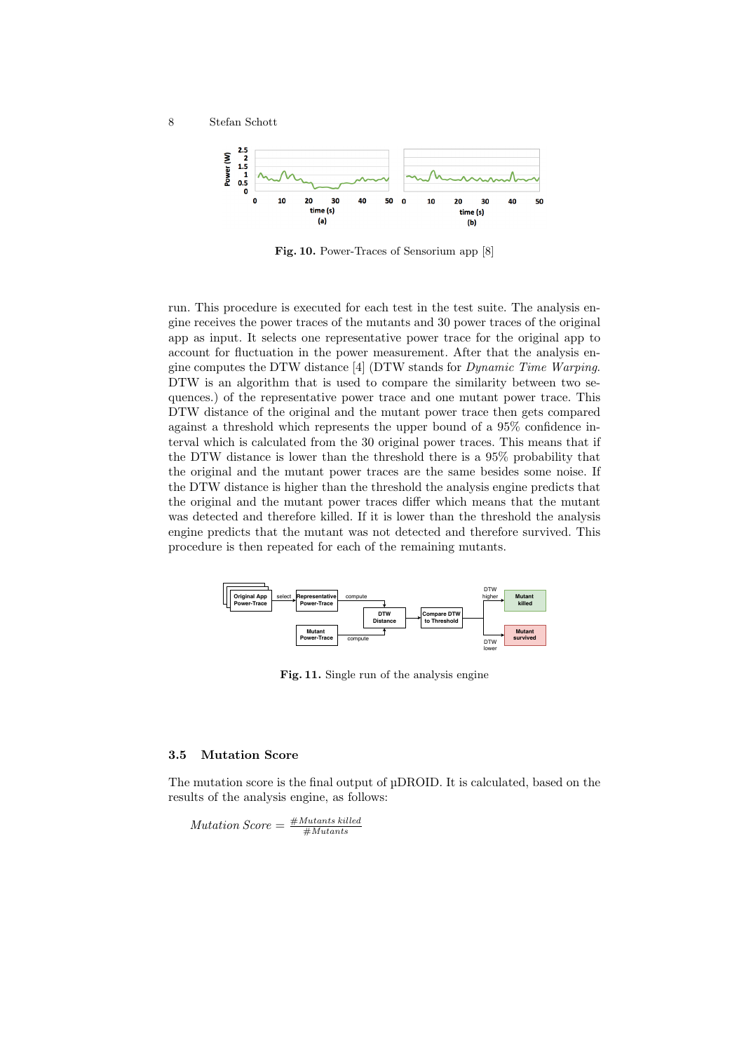Fig. 10. Power-Traces of Sensorium app [8]

run. This procedure is executed for each test in the test suite. The analysis engine receives the power traces of the mutants and 30 power traces of the original app as input. It selects one representative power trace for the original app to account for fluctuation in the power measurement. After that the analysis engine computes the DTW distance [4] (DTW stands for *Dynamic Time Warping*. DTW is an algorithm that is used to compare the similarity between two sequences.) of the representative power trace and one mutant power trace. This DTW distance of the original and the mutant power trace then gets compared against a threshold which represents the upper bound of a 95% confidence interval which is calculated from the 30 original power traces. This means that if the DTW distance is lower than the threshold there is a 95% probability that the original and the mutant power traces are the same besides some noise. If the DTW distance is higher than the threshold the analysis engine predicts that the original and the mutant power traces differ which means that the mutant was detected and therefore killed. If it is lower than the threshold the analysis engine predicts that the mutant was not detected and therefore survived. This procedure is then repeated for each of the remaining mutants.

Fig. 11. Single run of the analysis engine

### 3.5 Mutation Score

The mutation score is the final output of µDROID. It is calculated, based on the results of the analysis engine, as follows:

$$Mutation\ Score = \frac{\#Mutants\ killed}{\#Mutants}$$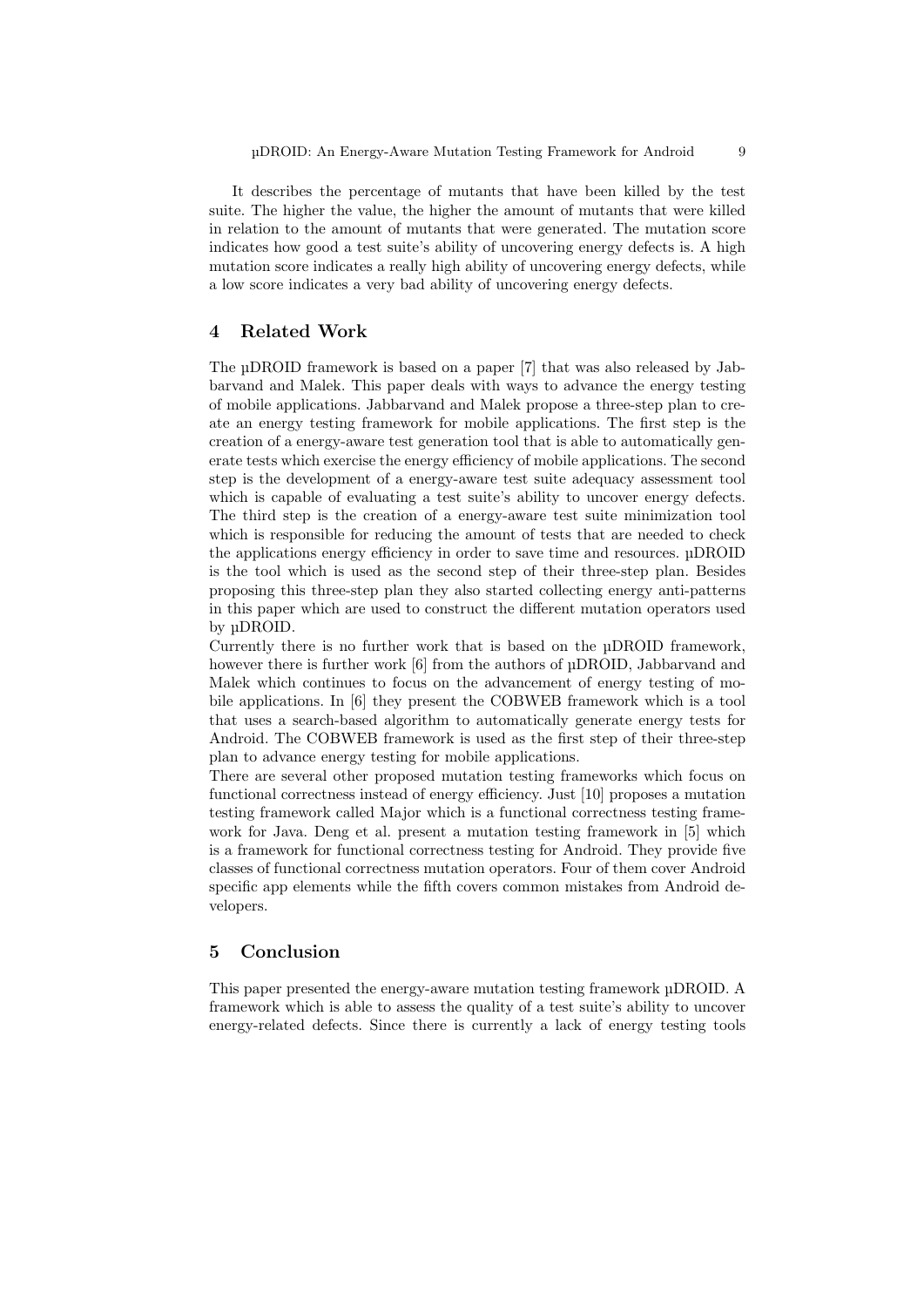It describes the percentage of mutants that have been killed by the test suite. The higher the value, the higher the amount of mutants that were killed in relation to the amount of mutants that were generated. The mutation score indicates how good a test suite's ability of uncovering energy defects is. A high mutation score indicates a really high ability of uncovering energy defects, while a low score indicates a very bad ability of uncovering energy defects.

## 4 Related Work

The µDROID framework is based on a paper [7] that was also released by Jabbarvand and Malek. This paper deals with ways to advance the energy testing of mobile applications. Jabbarvand and Malek propose a three-step plan to create an energy testing framework for mobile applications. The first step is the creation of a energy-aware test generation tool that is able to automatically generate tests which exercise the energy efficiency of mobile applications. The second step is the development of a energy-aware test suite adequacy assessment tool which is capable of evaluating a test suite's ability to uncover energy defects. The third step is the creation of a energy-aware test suite minimization tool which is responsible for reducing the amount of tests that are needed to check the applications energy efficiency in order to save time and resources. µDROID is the tool which is used as the second step of their three-step plan. Besides proposing this three-step plan they also started collecting energy anti-patterns in this paper which are used to construct the different mutation operators used by µDROID.

Currently there is no further work that is based on the µDROID framework, however there is further work [6] from the authors of µDROID, Jabbarvand and Malek which continues to focus on the advancement of energy testing of mobile applications. In [6] they present the COBWEB framework which is a tool that uses a search-based algorithm to automatically generate energy tests for Android. The COBWEB framework is used as the first step of their three-step plan to advance energy testing for mobile applications.

There are several other proposed mutation testing frameworks which focus on functional correctness instead of energy efficiency. Just [10] proposes a mutation testing framework called Major which is a functional correctness testing framework for Java. Deng et al. present a mutation testing framework in [5] which is a framework for functional correctness testing for Android. They provide five classes of functional correctness mutation operators. Four of them cover Android specific app elements while the fifth covers common mistakes from Android developers.

## 5 Conclusion

This paper presented the energy-aware mutation testing framework µDROID. A framework which is able to assess the quality of a test suite's ability to uncover energy-related defects. Since there is currently a lack of energy testing tools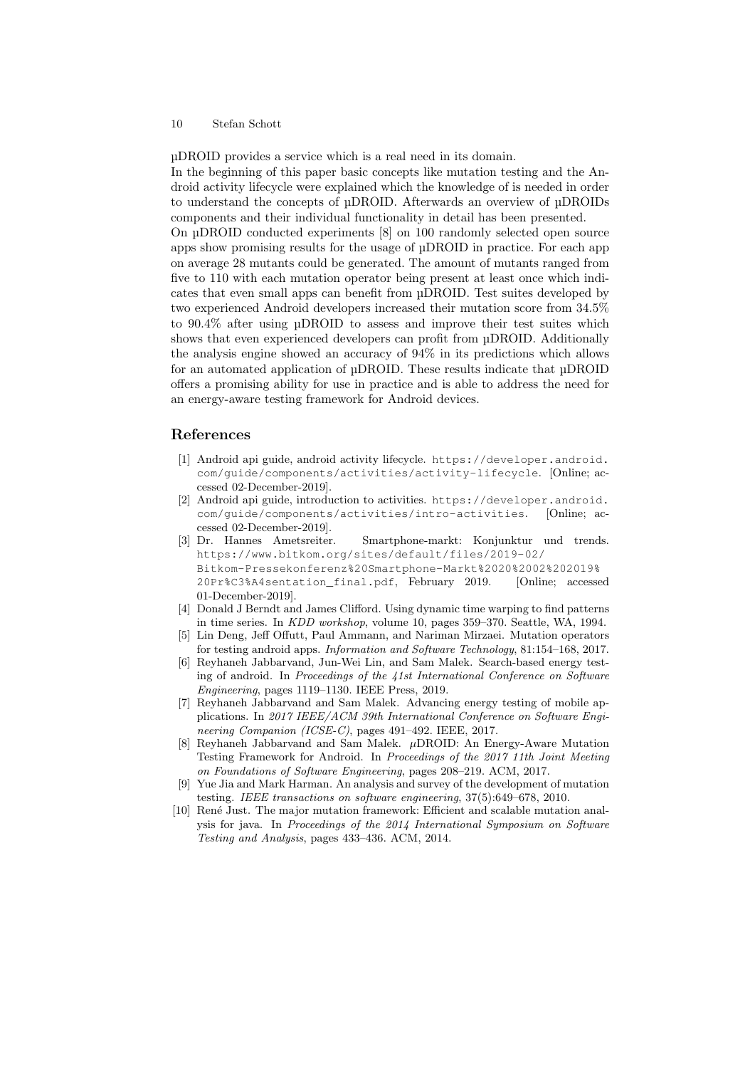µDROID provides a service which is a real need in its domain.
In the beginning of this paper basic concepts like mutation testing and the Android activity lifecycle were explained which the knowledge of is needed in order to understand the concepts of µDROID. Afterwards an overview of µDROIDs components and their individual functionality in detail has been presented.
On µDROID conducted experiments [8] on 100 randomly selected open source apps show promising results for the usage of µDROID in practice. For each app on average 28 mutants could be generated. The amount of mutants ranged from five to 110 with each mutation operator being present at least once which indicates that even small apps can benefit from µDROID. Test suites developed by two experienced Android developers increased their mutation score from 34.5% to 90.4% after using µDROID to assess and improve their test suites which shows that even experienced developers can profit from µDROID. Additionally the analysis engine showed an accuracy of 94% in its predictions which allows for an automated application of µDROID. These results indicate that µDROID offers a promising ability for use in practice and is able to address the need for an energy-aware testing framework for Android devices.

## References

[1] Android api guide, android activity lifecycle. https://developer.android.com/guide/components/activities/activity-lifecycle. [Online; accessed 02-December-2019].

[2] Android api guide, introduction to activities. https://developer.android.com/guide/components/activities/intro-activities. [Online; accessed 02-December-2019].

[3] Dr. Hannes Ametsreiter. Smartphone-markt: Konjunktur und trends. https://www.bitkom.org/sites/default/files/2019-02/Bitkom-Pressekonferenz%20Smartphone-Markt%2020%2002%202019%20Pr%C3%A4sentation_final.pdf, February 2019. [Online; accessed 01-December-2019].

[4] Donald J Berndt and James Clifford. Using dynamic time warping to find patterns in time series. In *KDD workshop*, volume 10, pages 359–370. Seattle, WA, 1994.

[5] Lin Deng, Jeff Offutt, Paul Ammann, and Nariman Mirzaei. Mutation operators for testing android apps. *Information and Software Technology*, 81:154–168, 2017.

[6] Reyhaneh Jabbarvand, Jun-Wei Lin, and Sam Malek. Search-based energy testing of android. In *Proceedings of the 41st International Conference on Software Engineering*, pages 1119–1130. IEEE Press, 2019.

[7] Reyhaneh Jabbarvand and Sam Malek. Advancing energy testing of mobile applications. In *2017 IEEE/ACM 39th International Conference on Software Engineering Companion (ICSE-C)*, pages 491–492. IEEE, 2017.

[8] Reyhaneh Jabbarvand and Sam Malek. µDROID: An Energy-Aware Mutation Testing Framework for Android. In *Proceedings of the 2017 11th Joint Meeting on Foundations of Software Engineering*, pages 208–219. ACM, 2017.

[9] Yue Jia and Mark Harman. An analysis and survey of the development of mutation testing. *IEEE transactions on software engineering*, 37(5):649–678, 2010.

[10] René Just. The major mutation framework: Efficient and scalable mutation analysis for java. In *Proceedings of the 2014 International Symposium on Software Testing and Analysis*, pages 433–436. ACM, 2014.